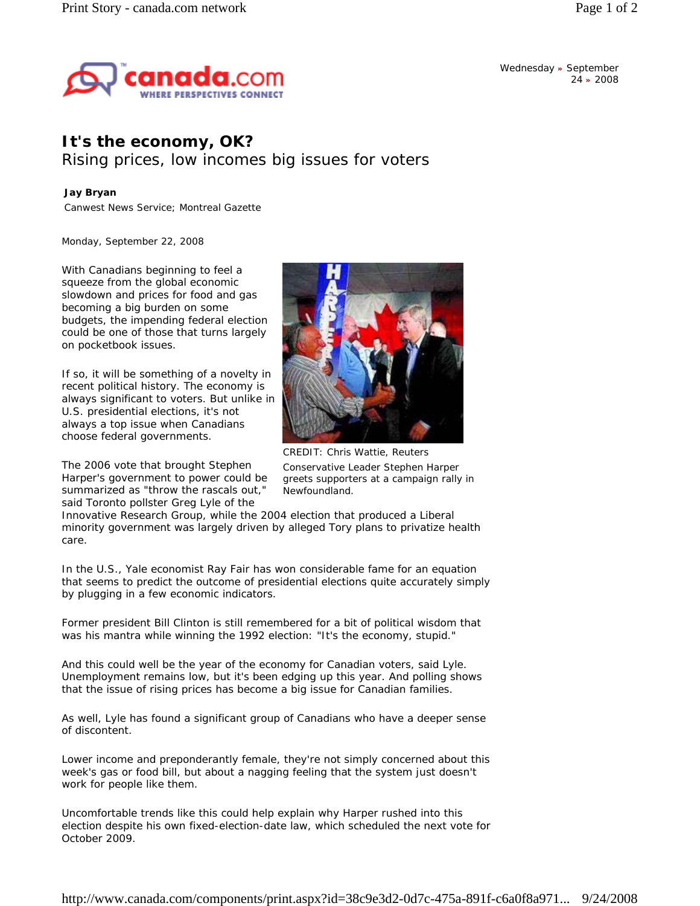# It's the economy, OK?

## Rising prices, low incomes big issues for voters

**Jay Bryan**

Canwest News Service; Montreal Gazette

Monday, September 22, 2008

With Canadians beginning to feel a squeeze from the global economic slowdown and prices for food and gas becoming a big burden on some budgets, the impending federal election could be one of those that turns largely on pocketbook issues.

If so, it will be something of a novelty in recent political history. The economy is always significant to voters. But unlike in U.S. presidential elections, it's not always a top issue when Canadians choose federal governments.

CREDIT: Chris Wattie, Reuters

Conservative Leader Stephen Harper greets supporters at a campaign rally in Newfoundland.

The 2006 vote that brought Stephen Harper's government to power could be summarized as "throw the rascals out," said Toronto pollster Greg Lyle of the Innovative Research Group, while the 2004 election that produced a Liberal minority government was largely driven by alleged Tory plans to privatize health care.

In the U.S., Yale economist Ray Fair has won considerable fame for an equation that seems to predict the outcome of presidential elections quite accurately simply by plugging in a few economic indicators.

Former president Bill Clinton is still remembered for a bit of political wisdom that was his mantra while winning the 1992 election: "It's the economy, stupid."

And this could well be the year of the economy for Canadian voters, said Lyle. Unemployment remains low, but it's been edging up this year. And polling shows that the issue of rising prices has become a big issue for Canadian families.

As well, Lyle has found a significant group of Canadians who have a deeper sense of discontent.

Lower income and preponderantly female, they're not simply concerned about this week's gas or food bill, but about a nagging feeling that the system just doesn't work for people like them.

Uncomfortable trends like this could help explain why Harper rushed into this election despite his own fixed-election-date law, which scheduled the next vote for October 2009.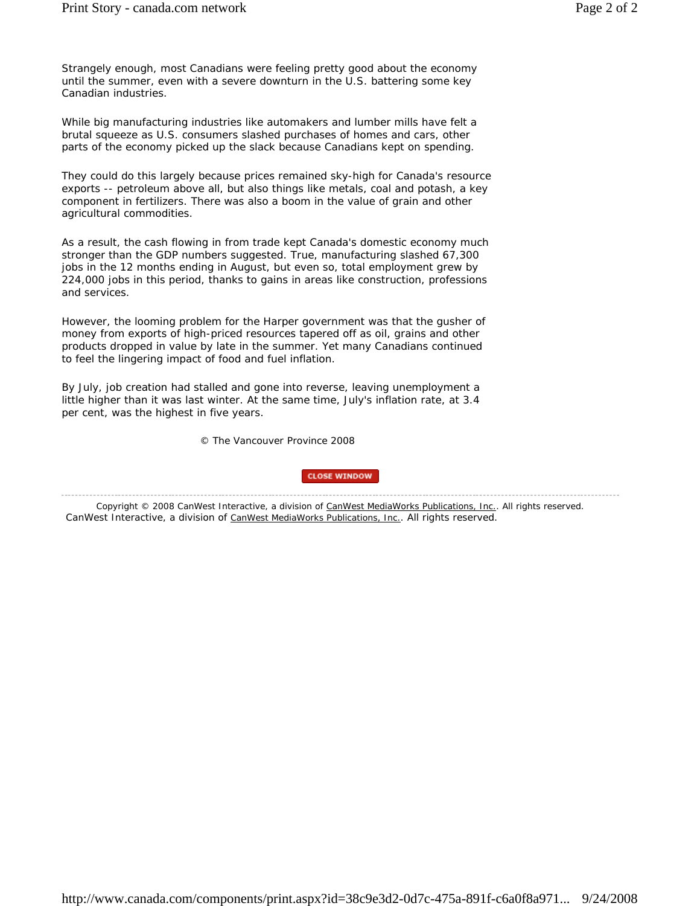Strangely enough, most Canadians were feeling pretty good about the economy until the summer, even with a severe downturn in the U.S. battering some key Canadian industries.

While big manufacturing industries like automakers and lumber mills have felt a brutal squeeze as U.S. consumers slashed purchases of homes and cars, other parts of the economy picked up the slack because Canadians kept on spending.

They could do this largely because prices remained sky-high for Canada's resource exports -- petroleum above all, but also things like metals, coal and potash, a key component in fertilizers. There was also a boom in the value of grain and other agricultural commodities.

As a result, the cash flowing in from trade kept Canada's domestic economy much stronger than the GDP numbers suggested. True, manufacturing slashed 67,300 jobs in the 12 months ending in August, but even so, total employment grew by 224,000 jobs in this period, thanks to gains in areas like construction, professions and services.

However, the looming problem for the Harper government was that the gusher of money from exports of high-priced resources tapered off as oil, grains and other products dropped in value by late in the summer. Yet many Canadians continued to feel the lingering impact of food and fuel inflation.

By July, job creation had stalled and gone into reverse, leaving unemployment a little higher than it was last winter. At the same time, July's inflation rate, at 3.4 per cent, was the highest in five years.

© The Vancouver Province 2008

CLOSE WINDOW

Copyright © 2008 CanWest Interactive, a division of CanWest MediaWorks Publications, Inc.. All rights reserved.
CanWest Interactive, a division of CanWest MediaWorks Publications, Inc.. All rights reserved.